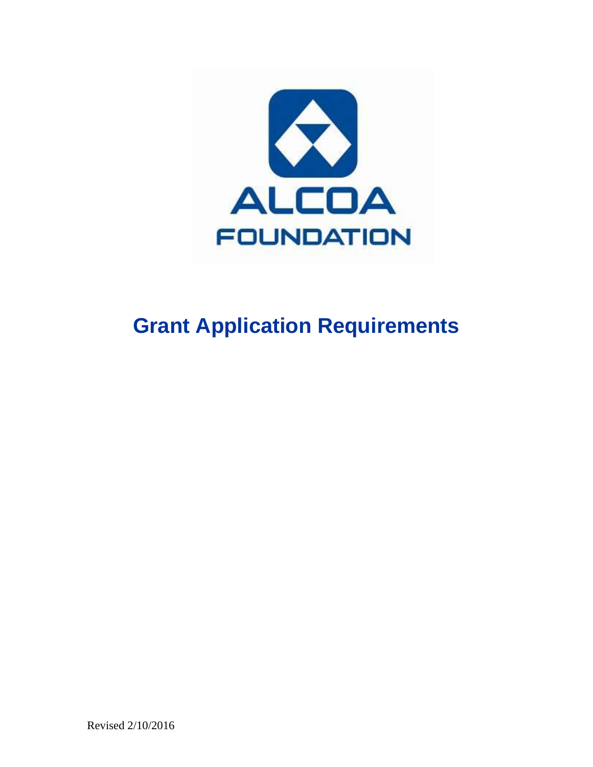ALCOA
FOUNDATION

# Grant Application Requirements

Revised 2/10/2016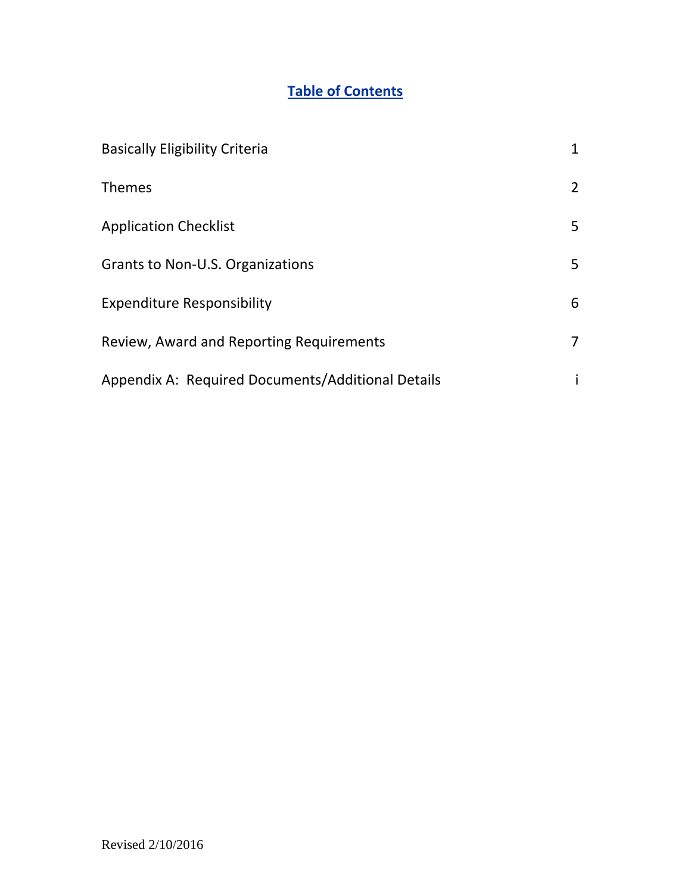## Table of Contents

| | |
|---|---|
| Basically Eligibility Criteria | 1 |
| Themes | 2 |
| Application Checklist | 5 |
| Grants to Non-U.S. Organizations | 5 |
| Expenditure Responsibility | 6 |
| Review, Award and Reporting Requirements | 7 |
| Appendix A: Required Documents/Additional Details | i |

Revised 2/10/2016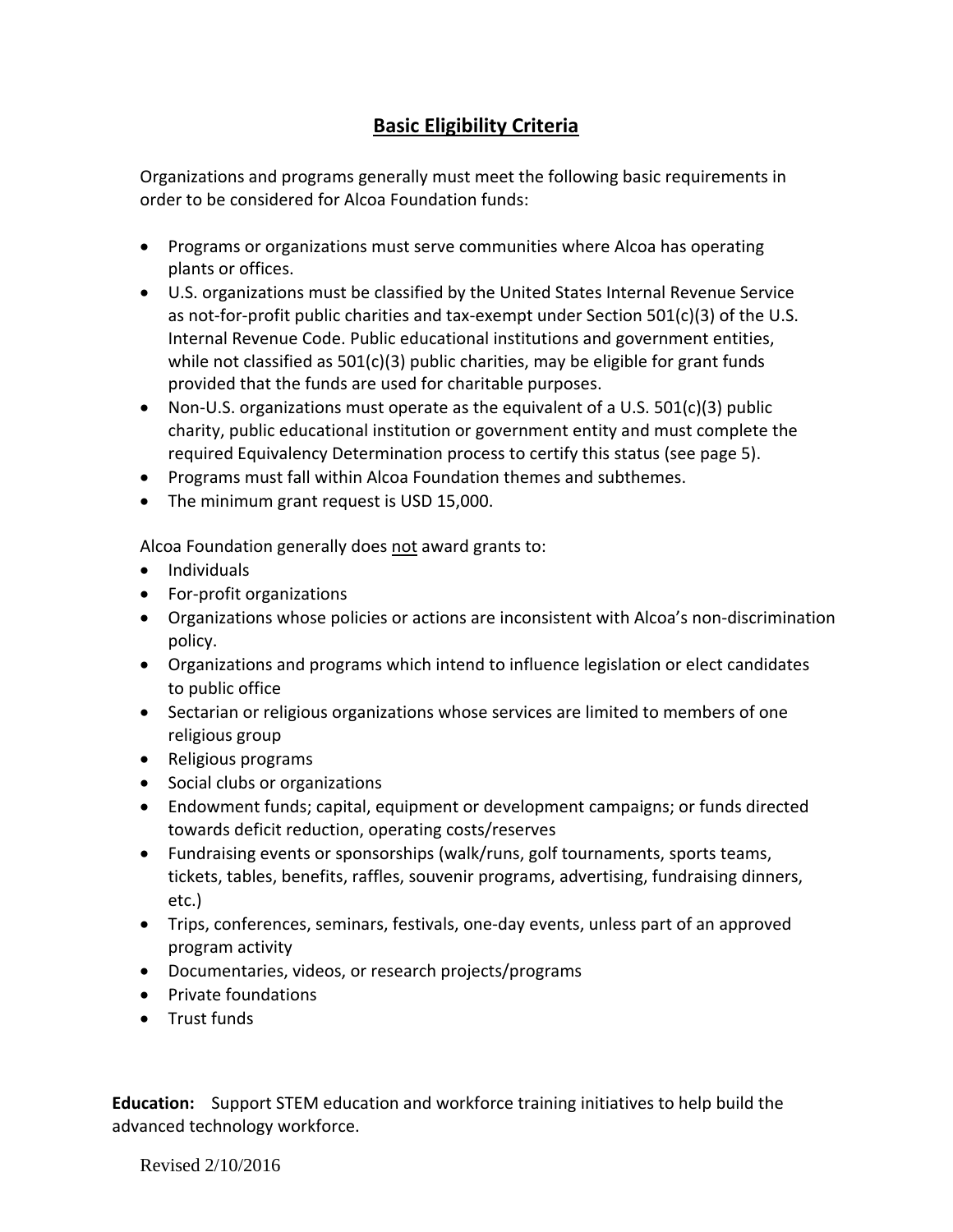## Basic Eligibility Criteria

Organizations and programs generally must meet the following basic requirements in order to be considered for Alcoa Foundation funds:

- Programs or organizations must serve communities where Alcoa has operating plants or offices.
- U.S. organizations must be classified by the United States Internal Revenue Service as not-for-profit public charities and tax-exempt under Section 501(c)(3) of the U.S. Internal Revenue Code. Public educational institutions and government entities, while not classified as 501(c)(3) public charities, may be eligible for grant funds provided that the funds are used for charitable purposes.
- Non-U.S. organizations must operate as the equivalent of a U.S. 501(c)(3) public charity, public educational institution or government entity and must complete the required Equivalency Determination process to certify this status (see page 5).
- Programs must fall within Alcoa Foundation themes and subthemes.
- The minimum grant request is USD 15,000.

Alcoa Foundation generally does not award grants to:

- Individuals
- For-profit organizations
- Organizations whose policies or actions are inconsistent with Alcoa's non-discrimination policy.
- Organizations and programs which intend to influence legislation or elect candidates to public office
- Sectarian or religious organizations whose services are limited to members of one religious group
- Religious programs
- Social clubs or organizations
- Endowment funds; capital, equipment or development campaigns; or funds directed towards deficit reduction, operating costs/reserves
- Fundraising events or sponsorships (walk/runs, golf tournaments, sports teams, tickets, tables, benefits, raffles, souvenir programs, advertising, fundraising dinners, etc.)
- Trips, conferences, seminars, festivals, one-day events, unless part of an approved program activity
- Documentaries, videos, or research projects/programs
- Private foundations
- Trust funds

**Education:** Support STEM education and workforce training initiatives to help build the advanced technology workforce.

Revised 2/10/2016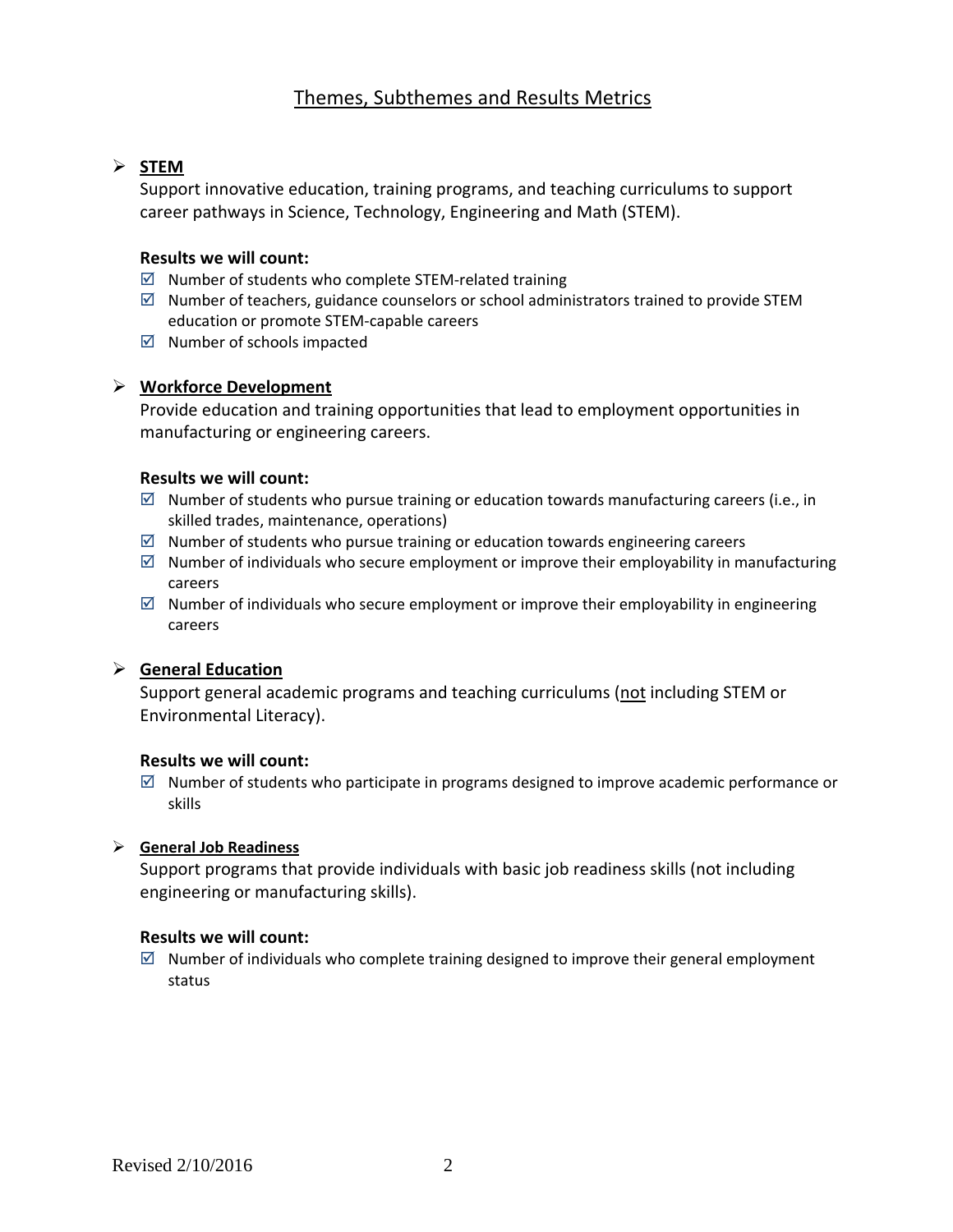# Themes, Subthemes and Results Metrics

- **STEM**

  Support innovative education, training programs, and teaching curriculums to support career pathways in Science, Technology, Engineering and Math (STEM).

  **Results we will count:**

  - ☑ Number of students who complete STEM-related training
  - ☑ Number of teachers, guidance counselors or school administrators trained to provide STEM education or promote STEM-capable careers
  - ☑ Number of schools impacted

- **Workforce Development**

  Provide education and training opportunities that lead to employment opportunities in manufacturing or engineering careers.

  **Results we will count:**

  - ☑ Number of students who pursue training or education towards manufacturing careers (i.e., in skilled trades, maintenance, operations)
  - ☑ Number of students who pursue training or education towards engineering careers
  - ☑ Number of individuals who secure employment or improve their employability in manufacturing careers
  - ☑ Number of individuals who secure employment or improve their employability in engineering careers

- **General Education**

  Support general academic programs and teaching curriculums (not including STEM or Environmental Literacy).

  **Results we will count:**

  - ☑ Number of students who participate in programs designed to improve academic performance or skills

- **General Job Readiness**

  Support programs that provide individuals with basic job readiness skills (not including engineering or manufacturing skills).

  **Results we will count:**

  - ☑ Number of individuals who complete training designed to improve their general employment status

Revised 2/10/2016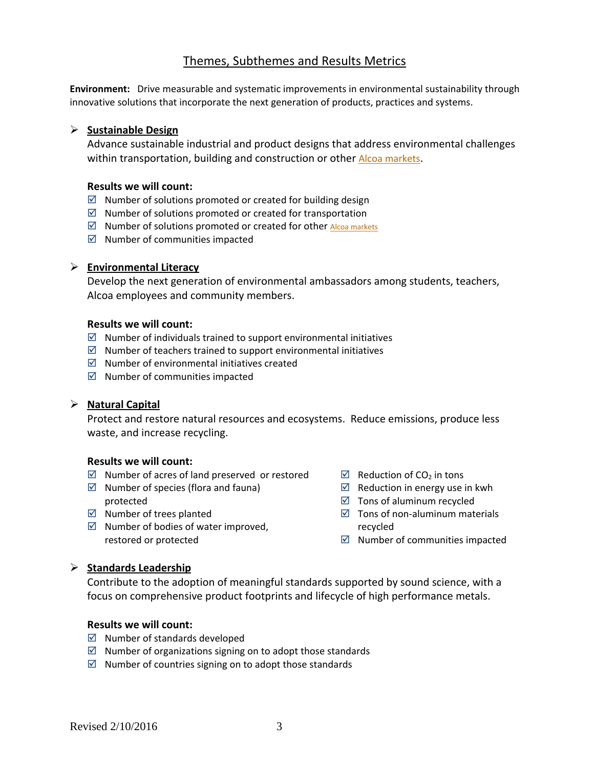## Themes, Subthemes and Results Metrics

**Environment:** Drive measurable and systematic improvements in environmental sustainability through innovative solutions that incorporate the next generation of products, practices and systems.

### Sustainable Design

Advance sustainable industrial and product designs that address environmental challenges within transportation, building and construction or other Alcoa markets.

**Results we will count:**

- ☑ Number of solutions promoted or created for building design
- ☑ Number of solutions promoted or created for transportation
- ☑ Number of solutions promoted or created for other Alcoa markets
- ☑ Number of communities impacted

### Environmental Literacy

Develop the next generation of environmental ambassadors among students, teachers, Alcoa employees and community members.

**Results we will count:**

- ☑ Number of individuals trained to support environmental initiatives
- ☑ Number of teachers trained to support environmental initiatives
- ☑ Number of environmental initiatives created
- ☑ Number of communities impacted

### Natural Capital

Protect and restore natural resources and ecosystems. Reduce emissions, produce less waste, and increase recycling.

**Results we will count:**

- ☑ Number of acres of land preserved or restored
- ☑ Number of species (flora and fauna) protected
- ☑ Number of trees planted
- ☑ Number of bodies of water improved, restored or protected
- ☑ Reduction of $CO_2$ in tons
- ☑ Reduction in energy use in kwh
- ☑ Tons of aluminum recycled
- ☑ Tons of non-aluminum materials recycled
- ☑ Number of communities impacted

### Standards Leadership

Contribute to the adoption of meaningful standards supported by sound science, with a focus on comprehensive product footprints and lifecycle of high performance metals.

**Results we will count:**

- ☑ Number of standards developed
- ☑ Number of organizations signing on to adopt those standards
- ☑ Number of countries signing on to adopt those standards

Revised 2/10/2016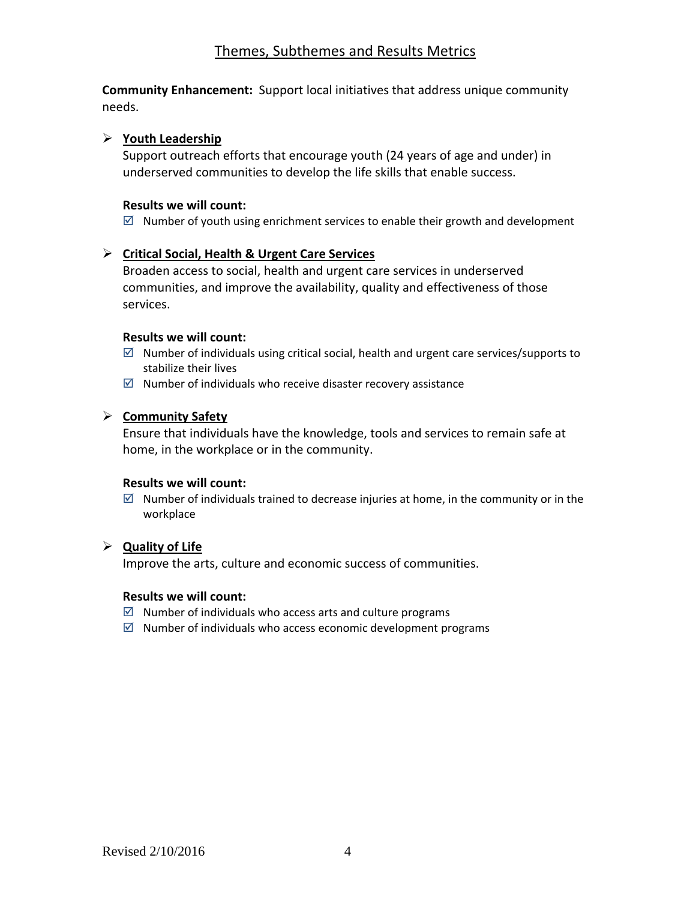# Themes, Subthemes and Results Metrics

**Community Enhancement:** Support local initiatives that address unique community needs.

- **Youth Leadership**

  Support outreach efforts that encourage youth (24 years of age and under) in underserved communities to develop the life skills that enable success.

  **Results we will count:**

  ☑ Number of youth using enrichment services to enable their growth and development

- **Critical Social, Health & Urgent Care Services**

  Broaden access to social, health and urgent care services in underserved communities, and improve the availability, quality and effectiveness of those services.

  **Results we will count:**

  ☑ Number of individuals using critical social, health and urgent care services/supports to stabilize their lives

  ☑ Number of individuals who receive disaster recovery assistance

- **Community Safety**

  Ensure that individuals have the knowledge, tools and services to remain safe at home, in the workplace or in the community.

  **Results we will count:**

  ☑ Number of individuals trained to decrease injuries at home, in the community or in the workplace

- **Quality of Life**

  Improve the arts, culture and economic success of communities.

  **Results we will count:**

  ☑ Number of individuals who access arts and culture programs

  ☑ Number of individuals who access economic development programs

Revised 2/10/2016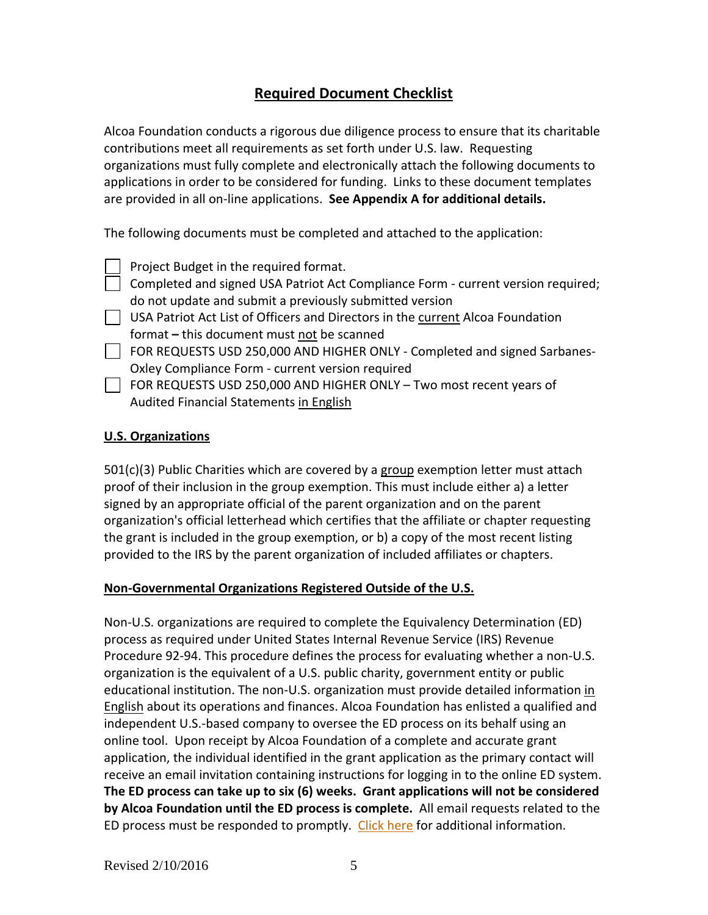## Required Document Checklist

Alcoa Foundation conducts a rigorous due diligence process to ensure that its charitable contributions meet all requirements as set forth under U.S. law. Requesting organizations must fully complete and electronically attach the following documents to applications in order to be considered for funding. Links to these document templates are provided in all on-line applications. **See Appendix A for additional details.**

The following documents must be completed and attached to the application:

- [ ] Project Budget in the required format.
- [ ] Completed and signed USA Patriot Act Compliance Form - current version required; do not update and submit a previously submitted version
- [ ] USA Patriot Act List of Officers and Directors in the current Alcoa Foundation format **–** this document must not be scanned
- [ ] FOR REQUESTS USD 250,000 AND HIGHER ONLY - Completed and signed Sarbanes-Oxley Compliance Form - current version required
- [ ] FOR REQUESTS USD 250,000 AND HIGHER ONLY – Two most recent years of Audited Financial Statements in English

### U.S. Organizations

501(c)(3) Public Charities which are covered by a group exemption letter must attach proof of their inclusion in the group exemption. This must include either a) a letter signed by an appropriate official of the parent organization and on the parent organization's official letterhead which certifies that the affiliate or chapter requesting the grant is included in the group exemption, or b) a copy of the most recent listing provided to the IRS by the parent organization of included affiliates or chapters.

### Non-Governmental Organizations Registered Outside of the U.S.

Non-U.S. organizations are required to complete the Equivalency Determination (ED) process as required under United States Internal Revenue Service (IRS) Revenue Procedure 92-94. This procedure defines the process for evaluating whether a non-U.S. organization is the equivalent of a U.S. public charity, government entity or public educational institution. The non-U.S. organization must provide detailed information in English about its operations and finances. Alcoa Foundation has enlisted a qualified and independent U.S.-based company to oversee the ED process on its behalf using an online tool. Upon receipt by Alcoa Foundation of a complete and accurate grant application, the individual identified in the grant application as the primary contact will receive an email invitation containing instructions for logging in to the online ED system. **The ED process can take up to six (6) weeks. Grant applications will not be considered by Alcoa Foundation until the ED process is complete.** All email requests related to the ED process must be responded to promptly. Click here for additional information.

Revised 2/10/2016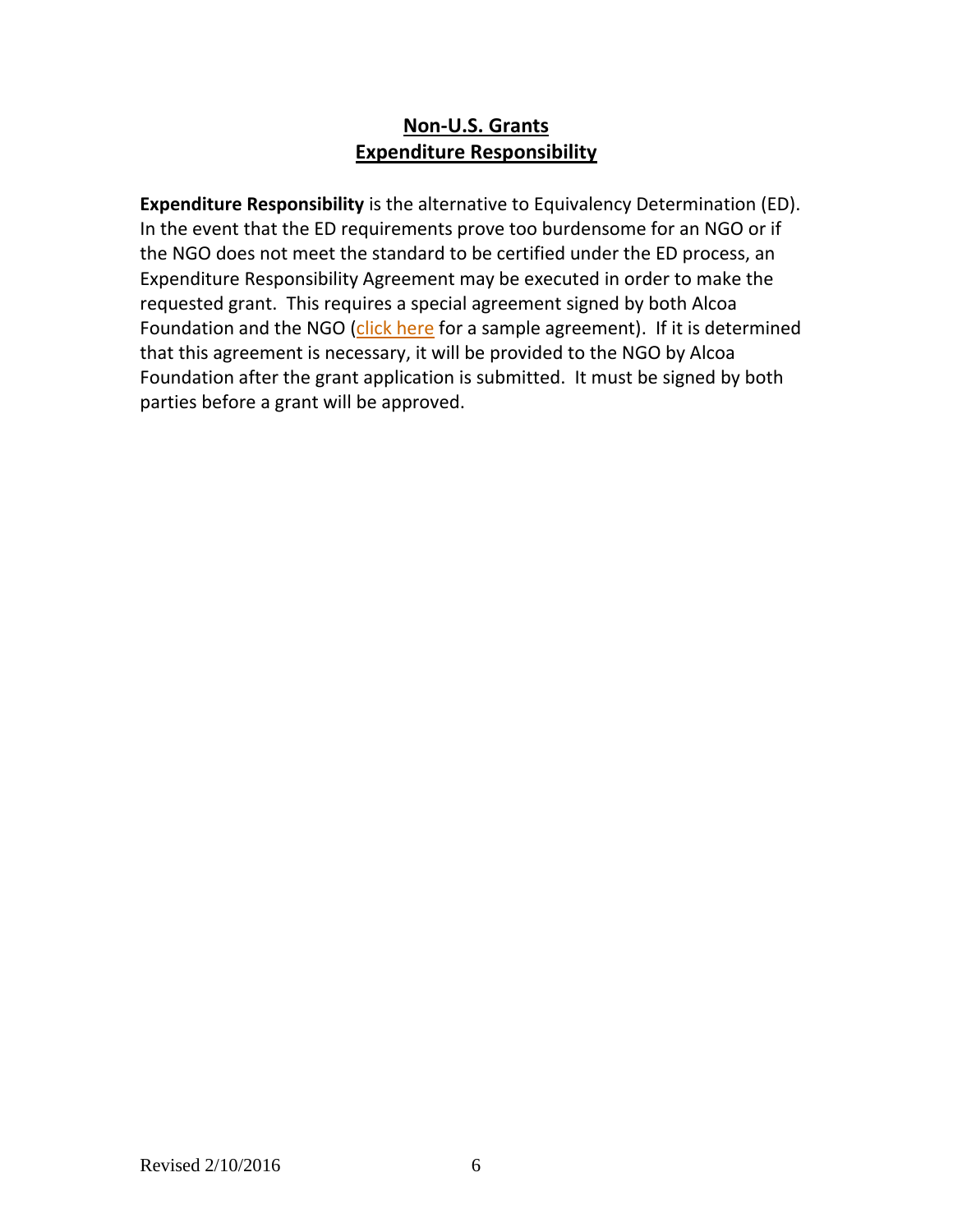## Non-U.S. Grants
## Expenditure Responsibility

**Expenditure Responsibility** is the alternative to Equivalency Determination (ED). In the event that the ED requirements prove too burdensome for an NGO or if the NGO does not meet the standard to be certified under the ED process, an Expenditure Responsibility Agreement may be executed in order to make the requested grant. This requires a special agreement signed by both Alcoa Foundation and the NGO (click here for a sample agreement). If it is determined that this agreement is necessary, it will be provided to the NGO by Alcoa Foundation after the grant application is submitted. It must be signed by both parties before a grant will be approved.

Revised 2/10/2016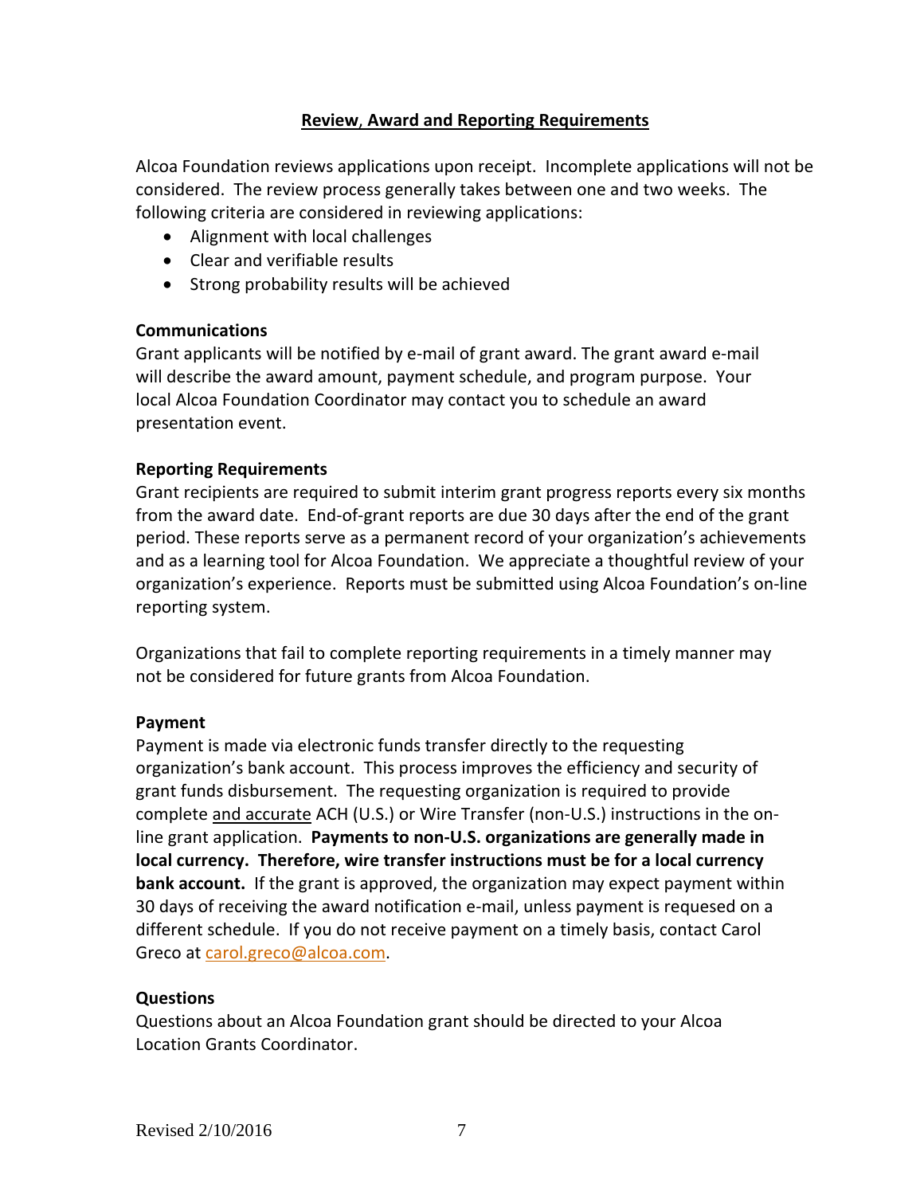## Review, Award and Reporting Requirements

Alcoa Foundation reviews applications upon receipt. Incomplete applications will not be considered. The review process generally takes between one and two weeks. The following criteria are considered in reviewing applications:

- Alignment with local challenges
- Clear and verifiable results
- Strong probability results will be achieved

**Communications**

Grant applicants will be notified by e-mail of grant award. The grant award e-mail will describe the award amount, payment schedule, and program purpose. Your local Alcoa Foundation Coordinator may contact you to schedule an award presentation event.

**Reporting Requirements**

Grant recipients are required to submit interim grant progress reports every six months from the award date. End-of-grant reports are due 30 days after the end of the grant period. These reports serve as a permanent record of your organization's achievements and as a learning tool for Alcoa Foundation. We appreciate a thoughtful review of your organization's experience. Reports must be submitted using Alcoa Foundation's on-line reporting system.

Organizations that fail to complete reporting requirements in a timely manner may not be considered for future grants from Alcoa Foundation.

**Payment**

Payment is made via electronic funds transfer directly to the requesting organization's bank account. This process improves the efficiency and security of grant funds disbursement. The requesting organization is required to provide complete and accurate ACH (U.S.) or Wire Transfer (non-U.S.) instructions in the on-line grant application. **Payments to non-U.S. organizations are generally made in local currency. Therefore, wire transfer instructions must be for a local currency bank account.** If the grant is approved, the organization may expect payment within 30 days of receiving the award notification e-mail, unless payment is requesed on a different schedule. If you do not receive payment on a timely basis, contact Carol Greco at carol.greco@alcoa.com.

**Questions**

Questions about an Alcoa Foundation grant should be directed to your Alcoa Location Grants Coordinator.

Revised 2/10/2016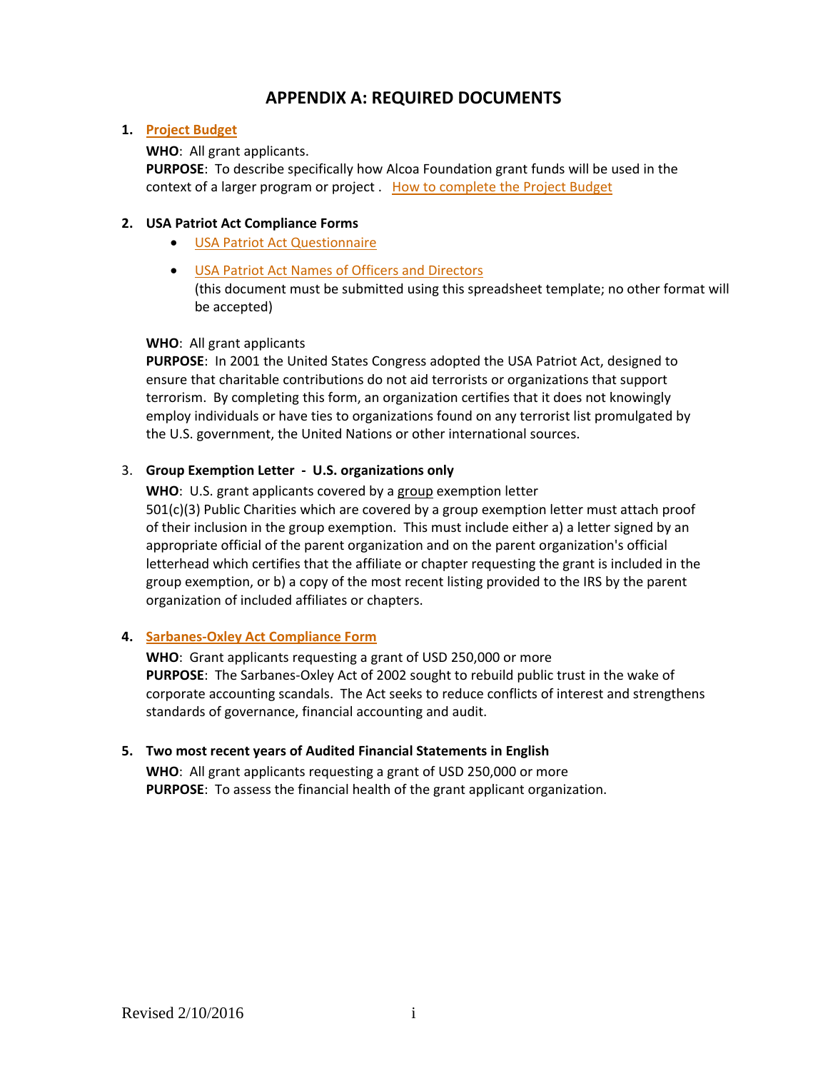# APPENDIX A: REQUIRED DOCUMENTS

1. **Project Budget**

   **WHO**: All grant applicants.
   **PURPOSE**: To describe specifically how Alcoa Foundation grant funds will be used in the context of a larger program or project . How to complete the Project Budget

2. **USA Patriot Act Compliance Forms**
   - USA Patriot Act Questionnaire
   - USA Patriot Act Names of Officers and Directors
     (this document must be submitted using this spreadsheet template; no other format will be accepted)

   **WHO**: All grant applicants
   **PURPOSE**: In 2001 the United States Congress adopted the USA Patriot Act, designed to ensure that charitable contributions do not aid terrorists or organizations that support terrorism. By completing this form, an organization certifies that it does not knowingly employ individuals or have ties to organizations found on any terrorist list promulgated by the U.S. government, the United Nations or other international sources.

3. **Group Exemption Letter - U.S. organizations only**

   **WHO**: U.S. grant applicants covered by a group exemption letter
   501(c)(3) Public Charities which are covered by a group exemption letter must attach proof of their inclusion in the group exemption. This must include either a) a letter signed by an appropriate official of the parent organization and on the parent organization's official letterhead which certifies that the affiliate or chapter requesting the grant is included in the group exemption, or b) a copy of the most recent listing provided to the IRS by the parent organization of included affiliates or chapters.

4. **Sarbanes-Oxley Act Compliance Form**

   **WHO**: Grant applicants requesting a grant of USD 250,000 or more
   **PURPOSE**: The Sarbanes-Oxley Act of 2002 sought to rebuild public trust in the wake of corporate accounting scandals. The Act seeks to reduce conflicts of interest and strengthens standards of governance, financial accounting and audit.

5. **Two most recent years of Audited Financial Statements in English**

   **WHO**: All grant applicants requesting a grant of USD 250,000 or more
   **PURPOSE**: To assess the financial health of the grant applicant organization.

Revised 2/10/2016